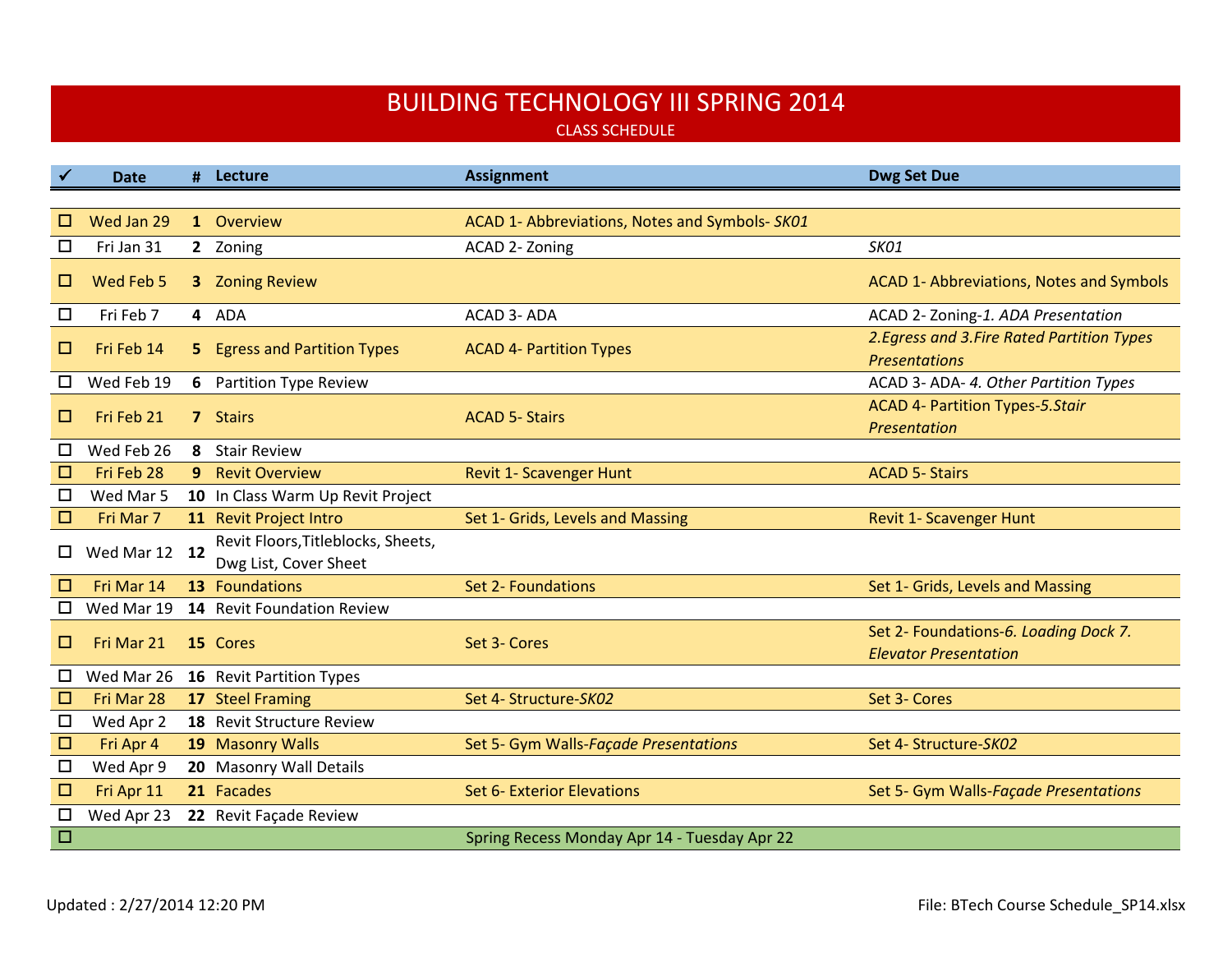# BUILDING TECHNOLOGY III SPRING 2014

CLASS SCHEDULE

| ✓ | Date | # | Lecture | Assignment | Dwg Set Due |
|---|---|---|---|---|---|
| ☐ | Wed Jan 29 | **1** | Overview | ACAD 1- Abbreviations, Notes and Symbols- *SK01* | |
| ☐ | Fri Jan 31 | **2** | Zoning | ACAD 2- Zoning | *SK01* |
| ☐ | Wed Feb 5 | **3** | Zoning Review | | ACAD 1- Abbreviations, Notes and Symbols |
| ☐ | Fri Feb 7 | **4** | ADA | ACAD 3- ADA | ACAD 2- Zoning-*1. ADA Presentation* |
| ☐ | Fri Feb 14 | **5** | Egress and Partition Types | ACAD 4- Partition Types | *2.Egress and 3.Fire Rated Partition Types Presentations* |
| ☐ | Wed Feb 19 | **6** | Partition Type Review | | ACAD 3- ADA- *4. Other Partition Types* |
| ☐ | Fri Feb 21 | **7** | Stairs | ACAD 5- Stairs | ACAD 4- Partition Types-*5.Stair Presentation* |
| ☐ | Wed Feb 26 | **8** | Stair Review | | |
| ☐ | Fri Feb 28 | **9** | Revit Overview | Revit 1- Scavenger Hunt | ACAD 5- Stairs |
| ☐ | Wed Mar 5 | **10** | In Class Warm Up Revit Project | | |
| ☐ | Fri Mar 7 | **11** | Revit Project Intro | Set 1- Grids, Levels and Massing | Revit 1- Scavenger Hunt |
| ☐ | Wed Mar 12 | **12** | Revit Floors,Titleblocks, Sheets, Dwg List, Cover Sheet | | |
| ☐ | Fri Mar 14 | **13** | Foundations | Set 2- Foundations | Set 1- Grids, Levels and Massing |
| ☐ | Wed Mar 19 | **14** | Revit Foundation Review | | |
| ☐ | Fri Mar 21 | **15** | Cores | Set 3- Cores | Set 2- Foundations-*6. Loading Dock 7. Elevator Presentation* |
| ☐ | Wed Mar 26 | **16** | Revit Partition Types | | |
| ☐ | Fri Mar 28 | **17** | Steel Framing | Set 4- Structure-*SK02* | Set 3- Cores |
| ☐ | Wed Apr 2 | **18** | Revit Structure Review | | |
| ☐ | Fri Apr 4 | **19** | Masonry Walls | Set 5- Gym Walls-*Façade Presentations* | Set 4- Structure-*SK02* |
| ☐ | Wed Apr 9 | **20** | Masonry Wall Details | | |
| ☐ | Fri Apr 11 | **21** | Facades | Set 6- Exterior Elevations | Set 5- Gym Walls-*Façade Presentations* |
| ☐ | Wed Apr 23 | **22** | Revit Façade Review | | |
| ☐ | | | | Spring Recess Monday Apr 14 - Tuesday Apr 22 | |

Updated : 2/27/2014 12:20 PM

File: BTech Course Schedule_SP14.xlsx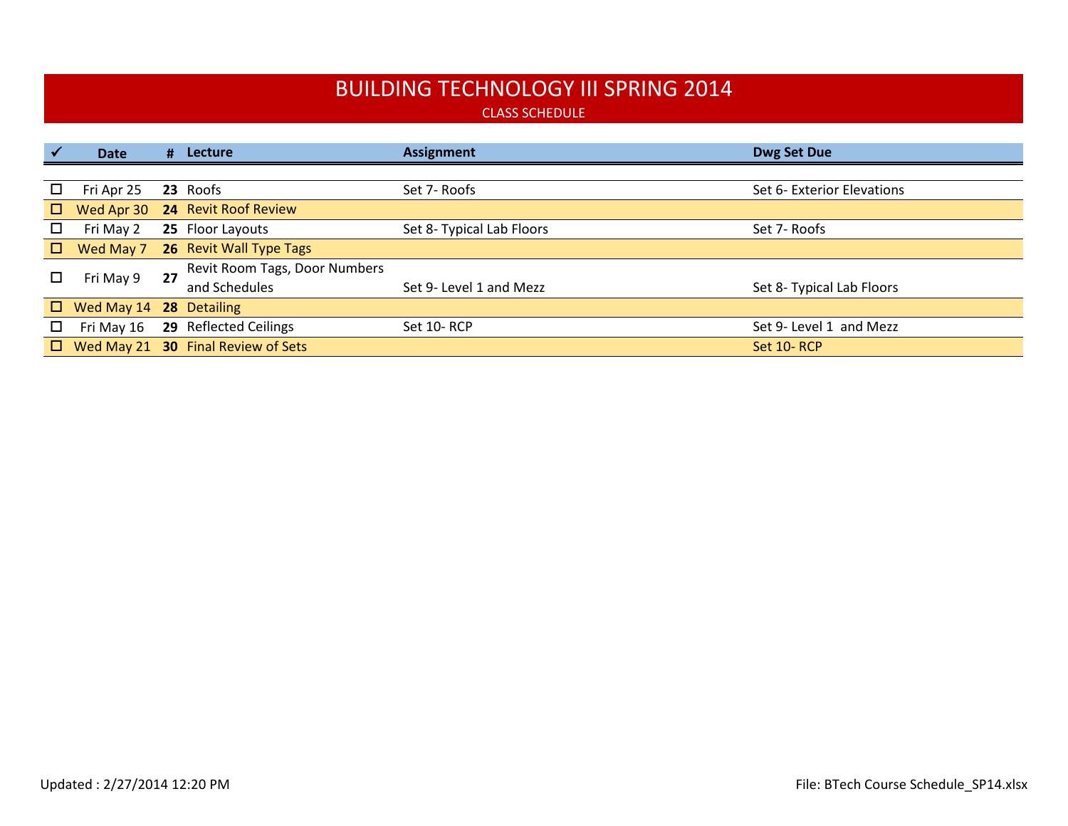# BUILDING TECHNOLOGY III SPRING 2014

CLASS SCHEDULE

| ✓ | Date | # | Lecture | Assignment | Dwg Set Due |
|---|---|---|---|---|---|
| ☐ | Fri Apr 25 | **23** | Roofs | Set 7- Roofs | Set 6- Exterior Elevations |
| ☐ | Wed Apr 30 | **24** | Revit Roof Review | | |
| ☐ | Fri May 2 | **25** | Floor Layouts | Set 8- Typical Lab Floors | Set 7- Roofs |
| ☐ | Wed May 7 | **26** | Revit Wall Type Tags | | |
| ☐ | Fri May 9 | **27** | Revit Room Tags, Door Numbers and Schedules | Set 9- Level 1 and Mezz | Set 8- Typical Lab Floors |
| ☐ | Wed May 14 | **28** | Detailing | | |
| ☐ | Fri May 16 | **29** | Reflected Ceilings | Set 10- RCP | Set 9- Level 1 and Mezz |
| ☐ | Wed May 21 | **30** | Final Review of Sets | | Set 10- RCP |

Updated : 2/27/2014 12:20 PM

File: BTech Course Schedule_SP14.xlsx